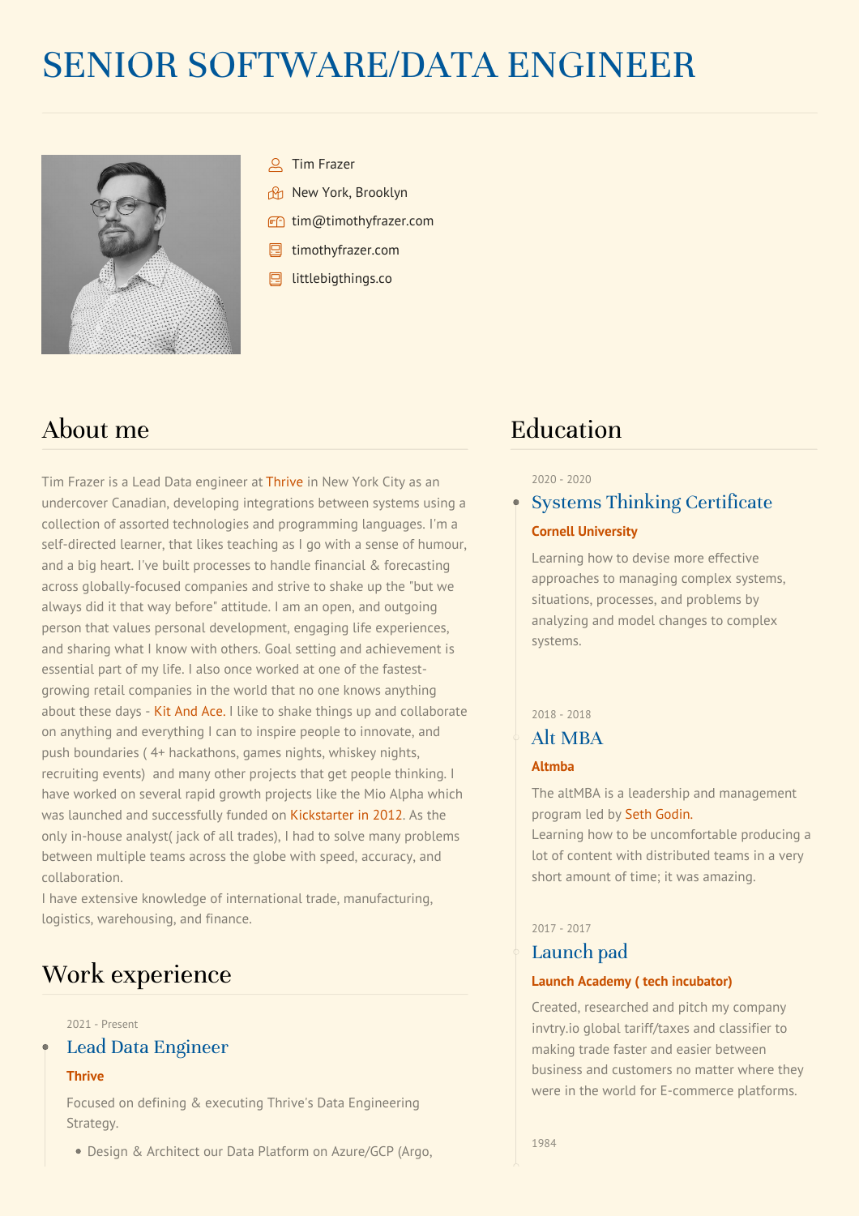# SENIOR SOFTWARE/DATA ENGINEER

- Tim Frazer
- New York, Brooklyn
- tim@timothyfrazer.com
- timothyfrazer.com
- littlebigthings.co

## About me

Tim Frazer is a Lead Data engineer at Thrive in New York City as an undercover Canadian, developing integrations between systems using a collection of assorted technologies and programming languages. I'm a self-directed learner, that likes teaching as I go with a sense of humour, and a big heart. I've built processes to handle financial & forecasting across globally-focused companies and strive to shake up the "but we always did it that way before" attitude. I am an open, and outgoing person that values personal development, engaging life experiences, and sharing what I know with others. Goal setting and achievement is essential part of my life. I also once worked at one of the fastest-growing retail companies in the world that no one knows anything about these days - Kit And Ace. I like to shake things up and collaborate on anything and everything I can to inspire people to innovate, and push boundaries ( 4+ hackathons, games nights, whiskey nights, recruiting events)  and many other projects that get people thinking. I have worked on several rapid growth projects like the Mio Alpha which was launched and successfully funded on Kickstarter in 2012. As the only in-house analyst( jack of all trades), I had to solve many problems between multiple teams across the globe with speed, accuracy, and collaboration.
I have extensive knowledge of international trade, manufacturing, logistics, warehousing, and finance.

## Work experience

2021 - Present

### Lead Data Engineer

**Thrive**

Focused on defining & executing Thrive's Data Engineering Strategy.

- Design & Architect our Data Platform on Azure/GCP (Argo,

## Education

2020 - 2020

### Systems Thinking Certificate

**Cornell University**

Learning how to devise more effective approaches to managing complex systems, situations, processes, and problems by analyzing and model changes to complex systems.

2018 - 2018

### Alt MBA

**Altmba**

The altMBA is a leadership and management program led by Seth Godin.
Learning how to be uncomfortable producing a lot of content with distributed teams in a very short amount of time; it was amazing.

2017 - 2017

### Launch pad

**Launch Academy ( tech incubator)**

Created, researched and pitch my company invtry.io global tariff/taxes and classifier to making trade faster and easier between business and customers no matter where they were in the world for E-commerce platforms.

1984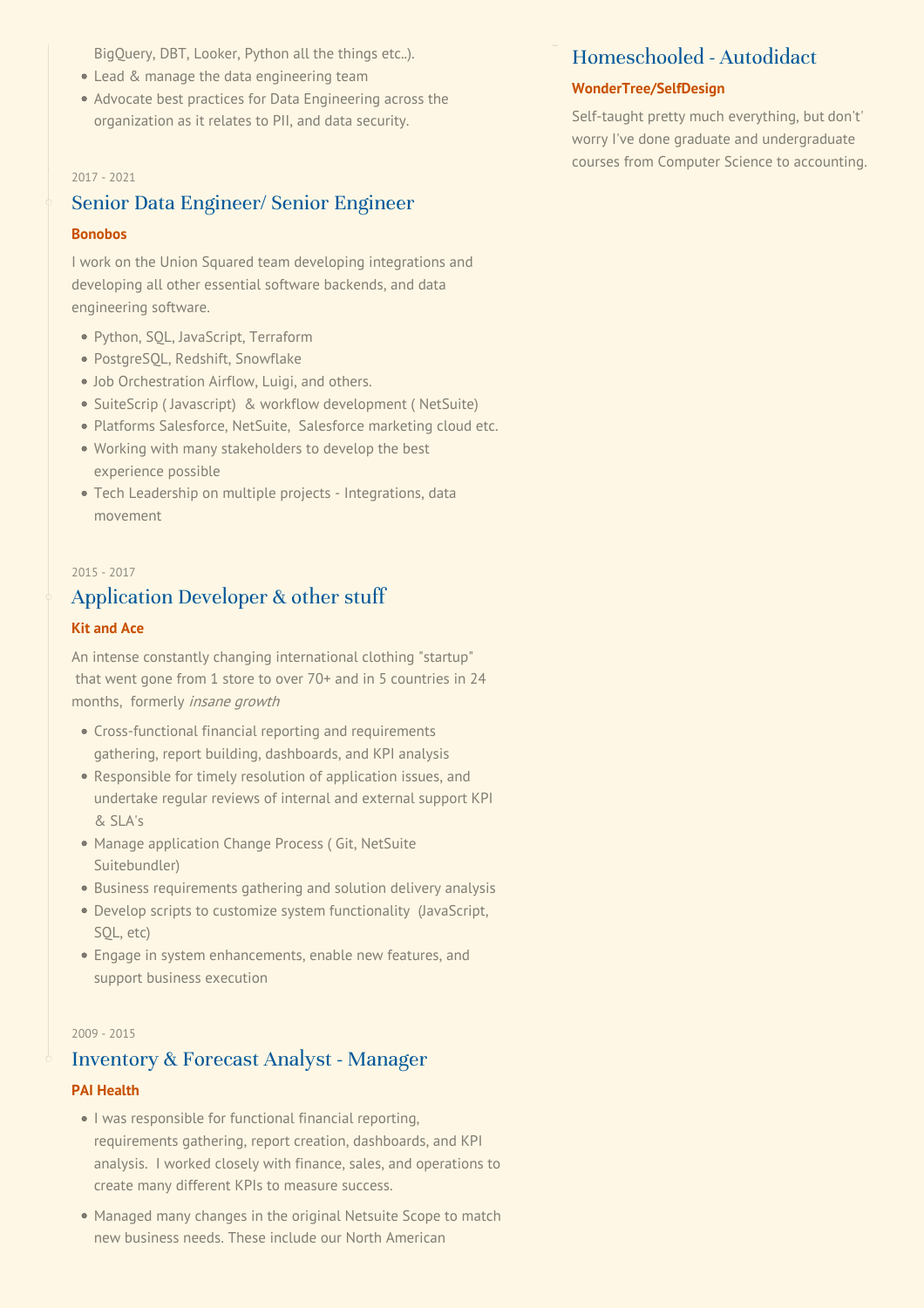BigQuery, DBT, Looker, Python all the things etc..).

- Lead & manage the data engineering team
- Advocate best practices for Data Engineering across the organization as it relates to PII, and data security.

2017 - 2021

## Senior Data Engineer/ Senior Engineer

**Bonobos**

I work on the Union Squared team developing integrations and developing all other essential software backends, and data engineering software.

- Python, SQL, JavaScript, Terraform
- PostgreSQL, Redshift, Snowflake
- Job Orchestration Airflow, Luigi, and others.
- SuiteScrip ( Javascript)  & workflow development ( NetSuite)
- Platforms Salesforce, NetSuite,  Salesforce marketing cloud etc.
- Working with many stakeholders to develop the best experience possible
- Tech Leadership on multiple projects - Integrations, data movement

2015 - 2017

## Application Developer & other stuff

**Kit and Ace**

An intense constantly changing international clothing "startup"  that went gone from 1 store to over 70+ and in 5 countries in 24 months,  formerly *insane growth*

- Cross-functional financial reporting and requirements gathering, report building, dashboards, and KPI analysis
- Responsible for timely resolution of application issues, and undertake regular reviews of internal and external support KPI & SLA's
- Manage application Change Process ( Git, NetSuite Suitebundler)
- Business requirements gathering and solution delivery analysis
- Develop scripts to customize system functionality  (JavaScript, SQL, etc)
- Engage in system enhancements, enable new features, and support business execution

2009 - 2015

## Inventory & Forecast Analyst - Manager

**PAI Health**

- I was responsible for functional financial reporting, requirements gathering, report creation, dashboards, and KPI analysis.  I worked closely with finance, sales, and operations to create many different KPIs to measure success.
- Managed many changes in the original Netsuite Scope to match new business needs. These include our North American

## Homeschooled - Autodidact

**WonderTree/SelfDesign**

Self-taught pretty much everything, but don't' worry I've done graduate and undergraduate courses from Computer Science to accounting.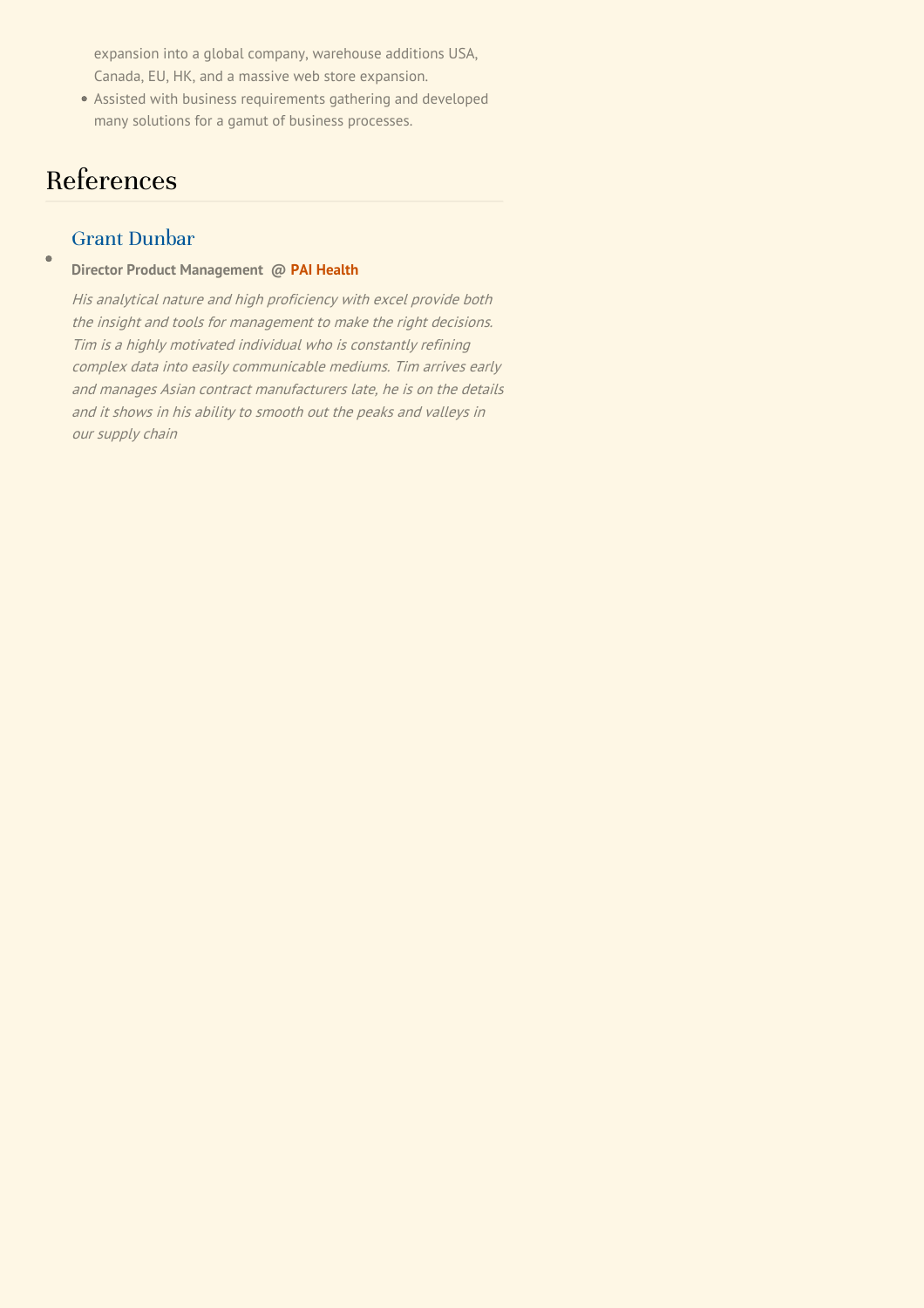expansion into a global company, warehouse additions USA, Canada, EU, HK, and a massive web store expansion.
- Assisted with business requirements gathering and developed many solutions for a gamut of business processes.

## References

- ### Grant Dunbar

  **Director Product Management @ PAI Health**

  *His analytical nature and high proficiency with excel provide both the insight and tools for management to make the right decisions. Tim is a highly motivated individual who is constantly refining complex data into easily communicable mediums. Tim arrives early and manages Asian contract manufacturers late, he is on the details and it shows in his ability to smooth out the peaks and valleys in our supply chain*